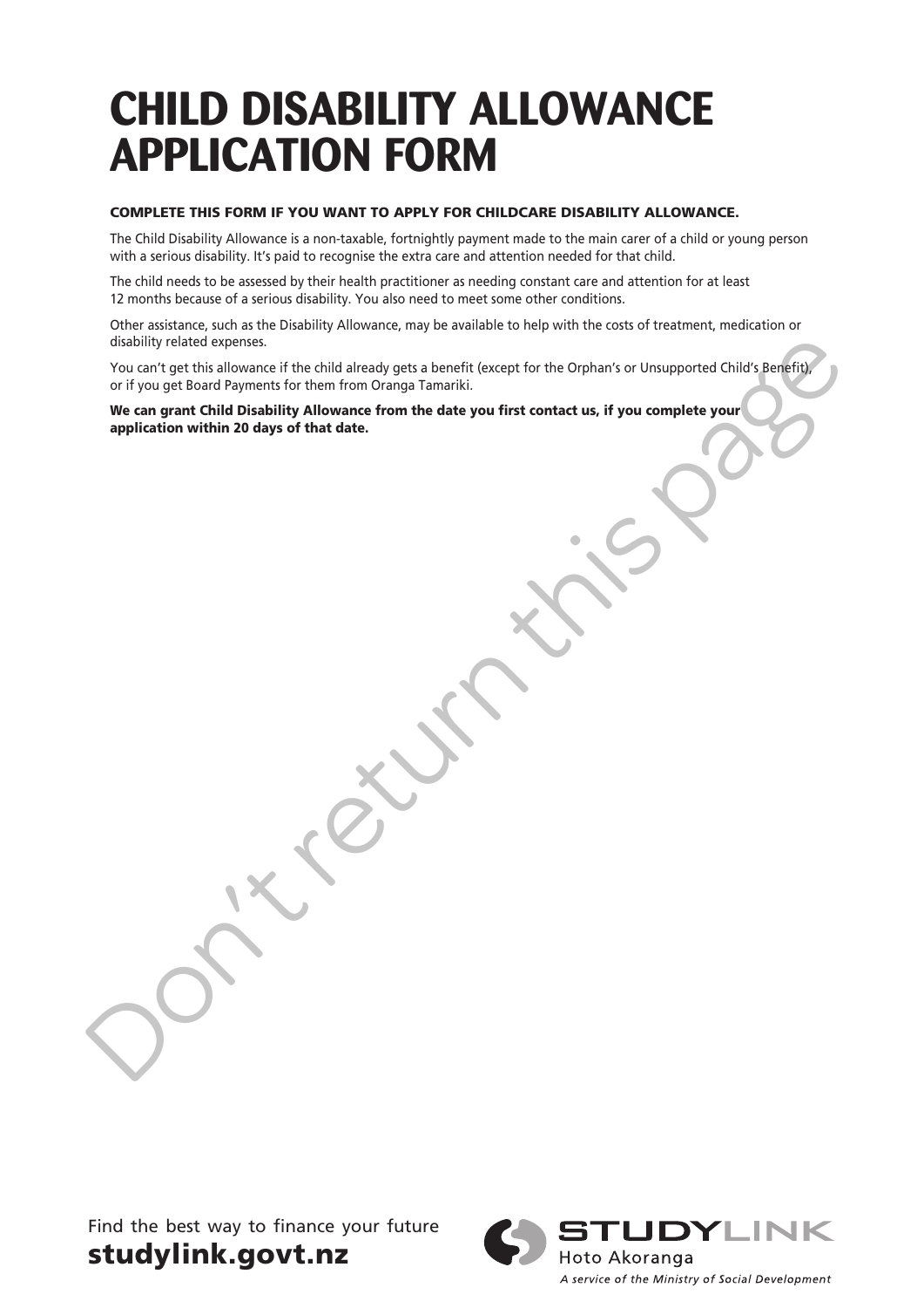# CHILD DISABILITY ALLOWANCE APPLICATION FORM

**COMPLETE THIS FORM IF YOU WANT TO APPLY FOR CHILDCARE DISABILITY ALLOWANCE.**

The Child Disability Allowance is a non-taxable, fortnightly payment made to the main carer of a child or young person with a serious disability. It's paid to recognise the extra care and attention needed for that child.

The child needs to be assessed by their health practitioner as needing constant care and attention for at least 12 months because of a serious disability. You also need to meet some other conditions.

Other assistance, such as the Disability Allowance, may be available to help with the costs of treatment, medication or disability related expenses.

You can't get this allowance if the child already gets a benefit (except for the Orphan's or Unsupported Child's Benefit), or if you get Board Payments for them from Oranga Tamariki.

**We can grant Child Disability Allowance from the date you first contact us, if you complete your application within 20 days of that date.**

Don't return this page

Find the best way to finance your future
**studylink.govt.nz**

STUDYLINK
Hoto Akoranga
*A service of the Ministry of Social Development*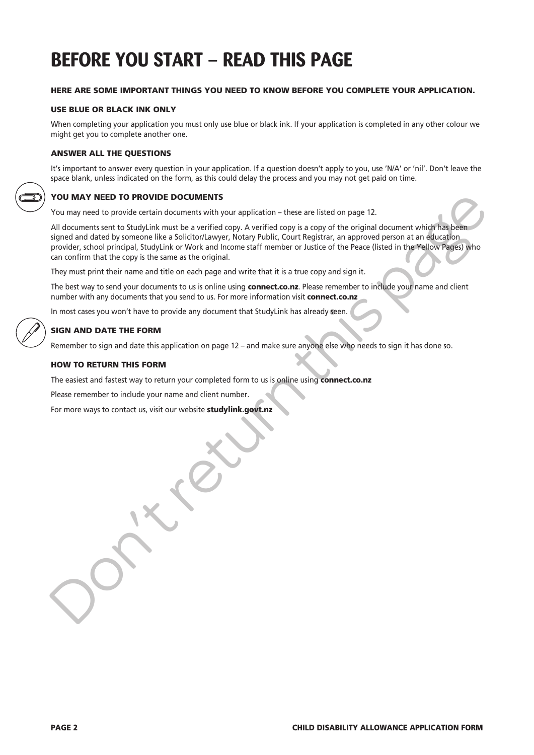# BEFORE YOU START – READ THIS PAGE

### HERE ARE SOME IMPORTANT THINGS YOU NEED TO KNOW BEFORE YOU COMPLETE YOUR APPLICATION.

#### USE BLUE OR BLACK INK ONLY

When completing your application you must only use blue or black ink. If your application is completed in any other colour we might get you to complete another one.

#### ANSWER ALL THE QUESTIONS

It's important to answer every question in your application. If a question doesn't apply to you, use 'N/A' or 'nil'. Don't leave the space blank, unless indicated on the form, as this could delay the process and you may not get paid on time.

#### YOU MAY NEED TO PROVIDE DOCUMENTS

You may need to provide certain documents with your application – these are listed on page 12.

All documents sent to StudyLink must be a verified copy. A verified copy is a copy of the original document which has been signed and dated by someone like a Solicitor/Lawyer, Notary Public, Court Registrar, an approved person at an education provider, school principal, StudyLink or Work and Income staff member or Justice of the Peace (listed in the Yellow Pages) who can confirm that the copy is the same as the original.

They must print their name and title on each page and write that it is a true copy and sign it.

The best way to send your documents to us is online using **connect.co.nz**. Please remember to include your name and client number with any documents that you send to us. For more information visit **connect.co.nz**

In most cases you won't have to provide any document that StudyLink has already seen.

#### SIGN AND DATE THE FORM

Remember to sign and date this application on page 12 – and make sure anyone else who needs to sign it has done so.

#### HOW TO RETURN THIS FORM

The easiest and fastest way to return your completed form to us is online using **connect.co.nz**

Please remember to include your name and client number.

For more ways to contact us, visit our website **studylink.govt.nz**

Don't return this page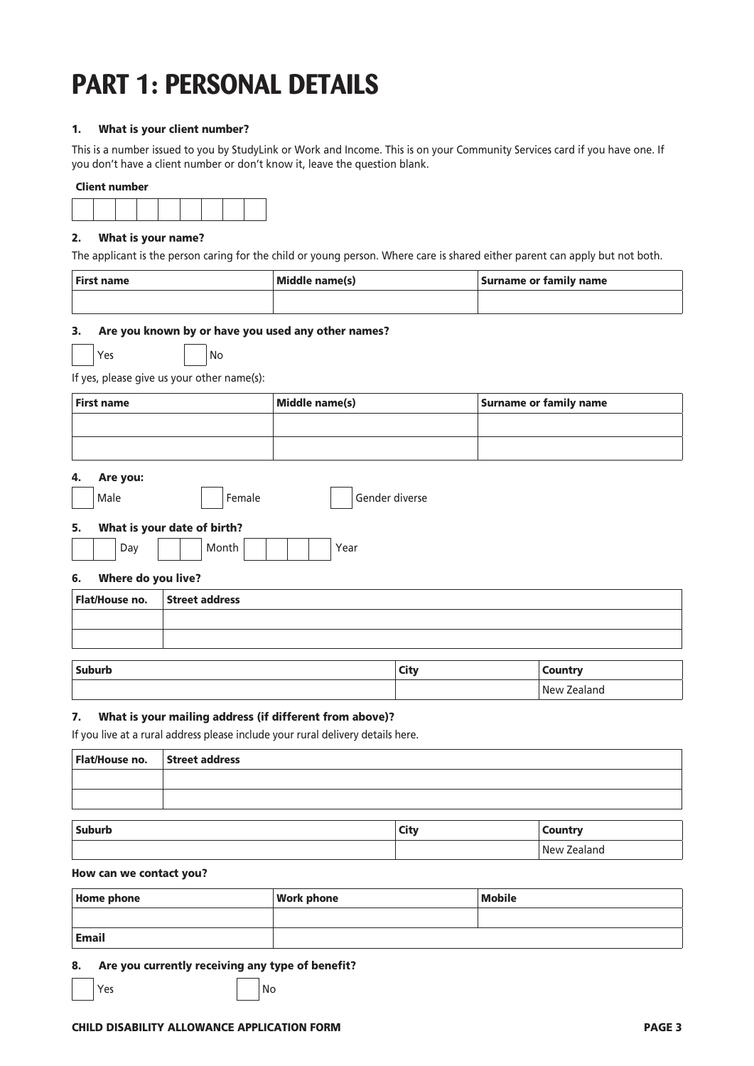# PART 1: PERSONAL DETAILS

**1. What is your client number?**

This is a number issued to you by StudyLink or Work and Income. This is on your Community Services card if you have one. If you don't have a client number or don't know it, leave the question blank.

**Client number**

| | | | | | | | | |
|---|---|---|---|---|---|---|---|---|
| | | | | | | | | |

**2. What is your name?**

The applicant is the person caring for the child or young person. Where care is shared either parent can apply but not both.

| First name | Middle name(s) | Surname or family name |
|---|---|---|
| | | |

**3. Are you known by or have you used any other names?**

☐ Yes ☐ No

If yes, please give us your other name(s):

| First name | Middle name(s) | Surname or family name |
|---|---|---|
| | | |
| | | |

**4. Are you:**

☐ Male ☐ Female ☐ Gender diverse

**5. What is your date of birth?**

☐☐ Day ☐☐ Month ☐☐☐☐ Year

**6. Where do you live?**

| Flat/House no. | Street address |
|---|---|
| | |
| | |

| Suburb | City | Country |
|---|---|---|
| | | New Zealand |

**7. What is your mailing address (if different from above)?**

If you live at a rural address please include your rural delivery details here.

| Flat/House no. | Street address |
|---|---|
| | |
| | |

| Suburb | City | Country |
|---|---|---|
| | | New Zealand |

**How can we contact you?**

| Home phone | Work phone | Mobile |
|---|---|---|
| | | |
| **Email** | | |

**8. Are you currently receiving any type of benefit?**

☐ Yes ☐ No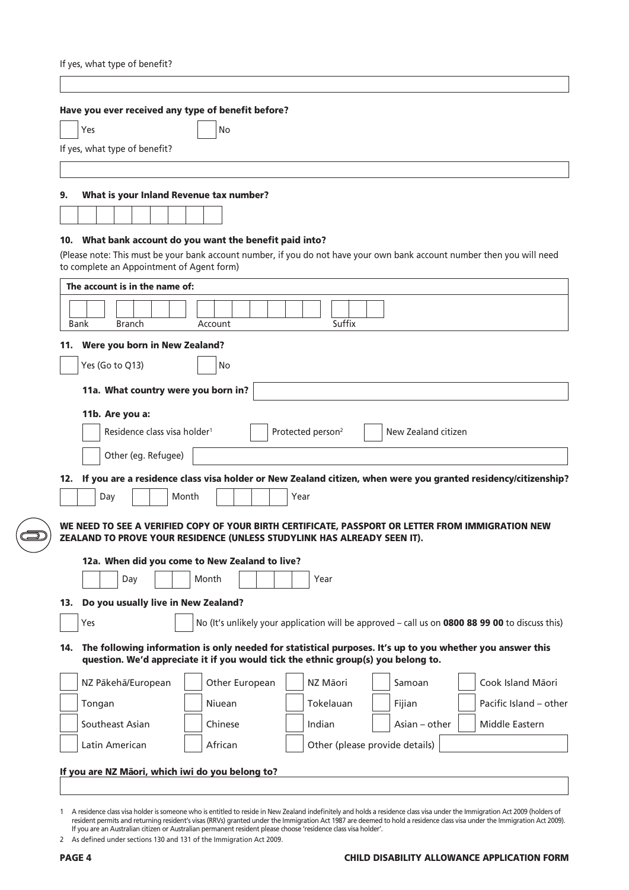If yes, what type of benefit?

______________________________

**Have you ever received any type of benefit before?**

☐ Yes ☐ No

If yes, what type of benefit?

______________________________

**9. What is your Inland Revenue tax number?**

☐☐☐☐☐☐☐☐☐

**10. What bank account do you want the benefit paid into?**

(Please note: This must be your bank account number, if you do not have your own bank account number then you will need to complete an Appointment of Agent form)

**The account is in the name of:**

| Bank | Branch | Account | Suffix |
|---|---|---|---|
| ☐☐ | ☐☐☐☐ | ☐☐☐☐☐☐☐ | ☐☐☐ |

**11. Were you born in New Zealand?**

☐ Yes (Go to Q13) ☐ No

**11a. What country were you born in?** ______________________________

**11b. Are you a:**

☐ Residence class visa holder[1] ☐ Protected person[2] ☐ New Zealand citizen

☐ Other (eg. Refugee) ______________________________

**12. If you are a residence class visa holder or New Zealand citizen, when were you granted residency/citizenship?**

☐☐ Day ☐☐ Month ☐☐☐☐ Year

**WE NEED TO SEE A VERIFIED COPY OF YOUR BIRTH CERTIFICATE, PASSPORT OR LETTER FROM IMMIGRATION NEW ZEALAND TO PROVE YOUR RESIDENCE (UNLESS STUDYLINK HAS ALREADY SEEN IT).**

**12a. When did you come to New Zealand to live?**

☐☐ Day ☐☐ Month ☐☐☐☐ Year

**13. Do you usually live in New Zealand?**

☐ Yes ☐ No (It's unlikely your application will be approved – call us on **0800 88 99 00** to discuss this)

**14. The following information is only needed for statistical purposes. It's up to you whether you answer this question. We'd appreciate it if you would tick the ethnic group(s) you belong to.**

| | | | | |
|---|---|---|---|---|
| ☐ NZ Pākehā/European | ☐ Other European | ☐ NZ Māori | ☐ Samoan | ☐ Cook Island Māori |
| ☐ Tongan | ☐ Niuean | ☐ Tokelauan | ☐ Fijian | ☐ Pacific Island – other |
| ☐ Southeast Asian | ☐ Chinese | ☐ Indian | ☐ Asian – other | ☐ Middle Eastern |
| ☐ Latin American | ☐ African | ☐ Other (please provide details) ________ | | |

**If you are NZ Māori, which iwi do you belong to?**

______________________________

1 A residence class visa holder is someone who is entitled to reside in New Zealand indefinitely and holds a residence class visa under the Immigration Act 2009 (holders of resident permits and returning resident's visas (RRVs) granted under the Immigration Act 1987 are deemed to hold a residence class visa under the Immigration Act 2009). If you are an Australian citizen or Australian permanent resident please choose 'residence class visa holder'.

2 As defined under sections 130 and 131 of the Immigration Act 2009.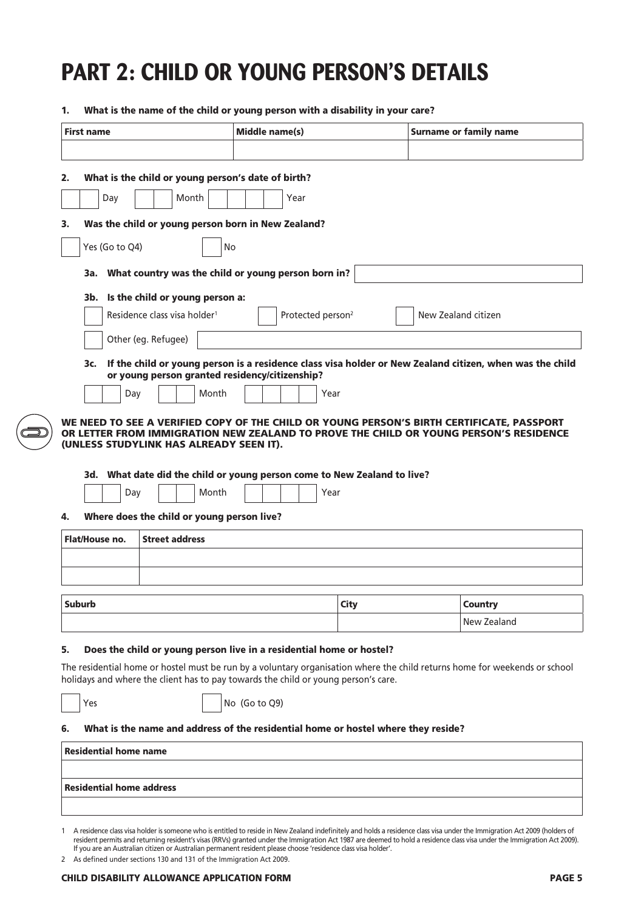# PART 2: CHILD OR YOUNG PERSON'S DETAILS

**1. What is the name of the child or young person with a disability in your care?**

| First name | Middle name(s) | Surname or family name |
|---|---|---|
| | | |

**2. What is the child or young person's date of birth?**

Day Month Year

**3. Was the child or young person born in New Zealand?**

- [ ] Yes (Go to Q4)
- [ ] No

**3a. What country was the child or young person born in?**

**3b. Is the child or young person a:**

- [ ] Residence class visa holder[1]
- [ ] Protected person[2]
- [ ] New Zealand citizen
- [ ] Other (eg. Refugee)

**3c. If the child or young person is a residence class visa holder or New Zealand citizen, when was the child or young person granted residency/citizenship?**

Day Month Year

**WE NEED TO SEE A VERIFIED COPY OF THE CHILD OR YOUNG PERSON'S BIRTH CERTIFICATE, PASSPORT OR LETTER FROM IMMIGRATION NEW ZEALAND TO PROVE THE CHILD OR YOUNG PERSON'S RESIDENCE (UNLESS STUDYLINK HAS ALREADY SEEN IT).**

**3d. What date did the child or young person come to New Zealand to live?**

Day Month Year

**4. Where does the child or young person live?**

| Flat/House no. | Street address |
|---|---|
| | |
| | |

| Suburb | City | Country |
|---|---|---|
| | | New Zealand |

**5. Does the child or young person live in a residential home or hostel?**

The residential home or hostel must be run by a voluntary organisation where the child returns home for weekends or school holidays and where the client has to pay towards the child or young person's care.

- [ ] Yes
- [ ] No (Go to Q9)

**6. What is the name and address of the residential home or hostel where they reside?**

| Residential home name |
|---|
| |
| **Residential home address** |
| |

1 A residence class visa holder is someone who is entitled to reside in New Zealand indefinitely and holds a residence class visa under the Immigration Act 2009 (holders of resident permits and returning resident's visas (RRVs) granted under the Immigration Act 1987 are deemed to hold a residence class visa under the Immigration Act 2009). If you are an Australian citizen or Australian permanent resident please choose 'residence class visa holder'.

2 As defined under sections 130 and 131 of the Immigration Act 2009.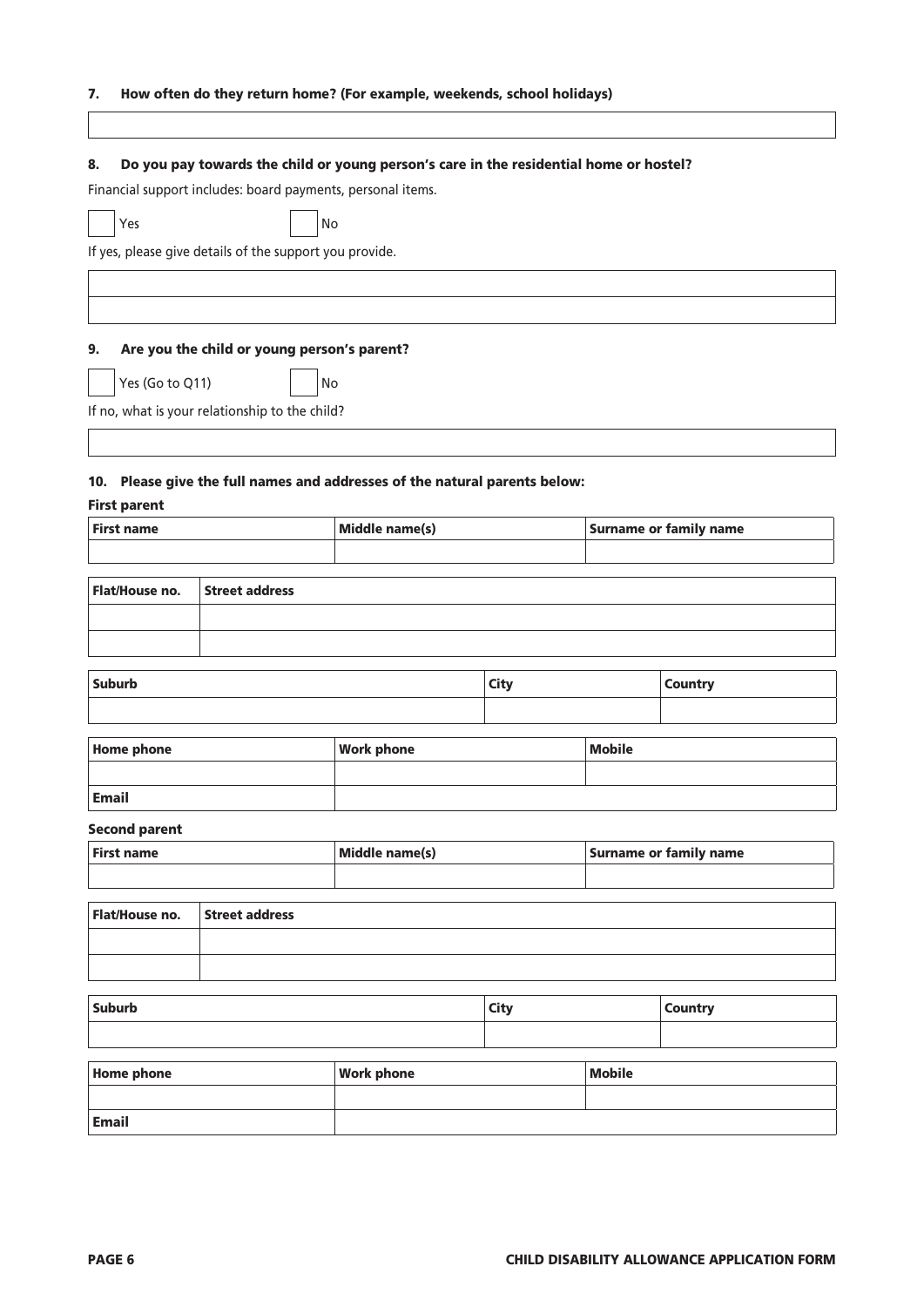**7. How often do they return home? (For example, weekends, school holidays)**

| |
|---|
| |

**8. Do you pay towards the child or young person's care in the residential home or hostel?**

Financial support includes: board payments, personal items.

☐ Yes ☐ No

If yes, please give details of the support you provide.

| |
|---|
| |
| |

**9. Are you the child or young person's parent?**

☐ Yes (Go to Q11) ☐ No

If no, what is your relationship to the child?

| |
|---|
| |

**10. Please give the full names and addresses of the natural parents below:**

**First parent**

| First name | Middle name(s) | Surname or family name |
|---|---|---|
| | | |

| Flat/House no. | Street address |
|---|---|
| | |
| | |

| Suburb | City | Country |
|---|---|---|
| | | |

| Home phone | Work phone | Mobile |
|---|---|---|
| | | |
| Email | | |

**Second parent**

| First name | Middle name(s) | Surname or family name |
|---|---|---|
| | | |

| Flat/House no. | Street address |
|---|---|
| | |
| | |

| Suburb | City | Country |
|---|---|---|
| | | |

| Home phone | Work phone | Mobile |
|---|---|---|
| | | |
| Email | | |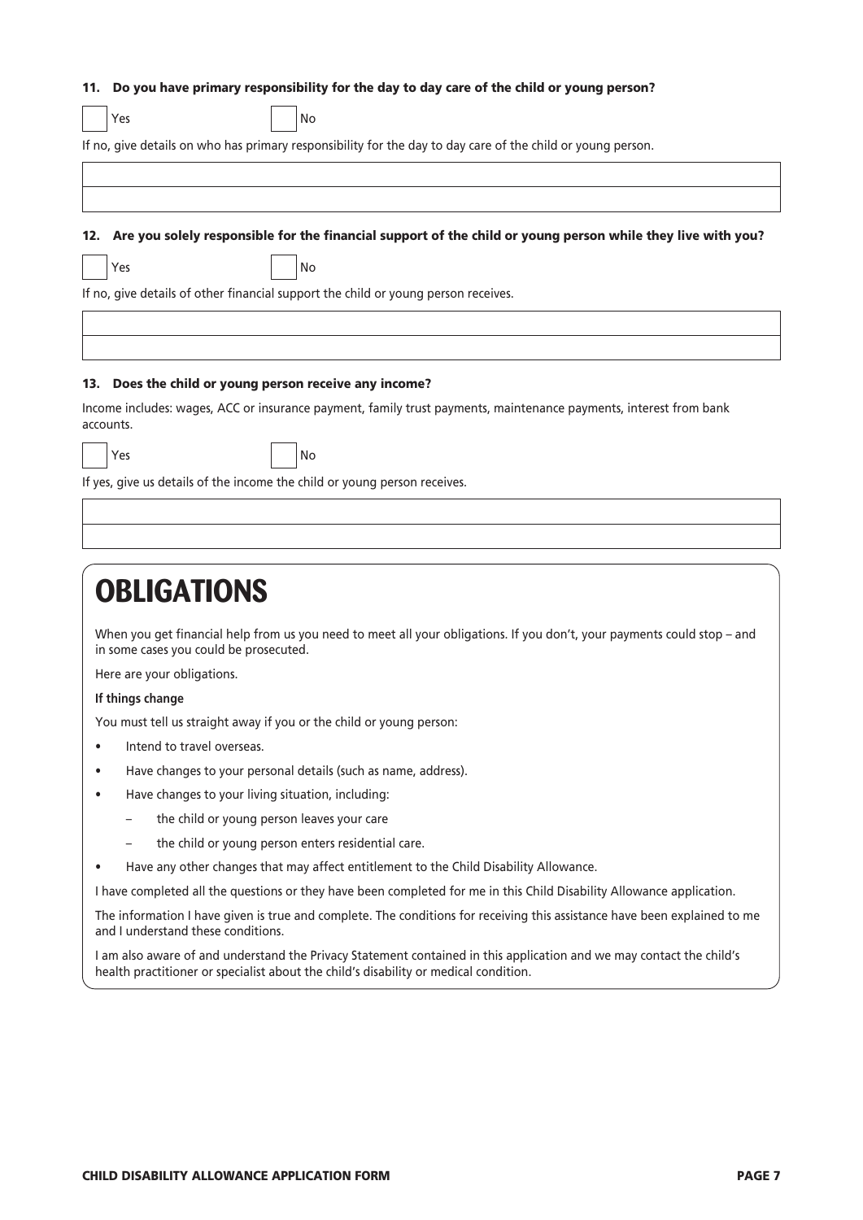**11. Do you have primary responsibility for the day to day care of the child or young person?**

☐ Yes ☐ No

If no, give details on who has primary responsibility for the day to day care of the child or young person.

**12. Are you solely responsible for the financial support of the child or young person while they live with you?**

☐ Yes ☐ No

If no, give details of other financial support the child or young person receives.

**13. Does the child or young person receive any income?**

Income includes: wages, ACC or insurance payment, family trust payments, maintenance payments, interest from bank accounts.

☐ Yes ☐ No

If yes, give us details of the income the child or young person receives.

# OBLIGATIONS

When you get financial help from us you need to meet all your obligations. If you don't, your payments could stop – and in some cases you could be prosecuted.

Here are your obligations.

**If things change**

You must tell us straight away if you or the child or young person:

- Intend to travel overseas.
- Have changes to your personal details (such as name, address).
- Have changes to your living situation, including:
  - the child or young person leaves your care
  - the child or young person enters residential care.
- Have any other changes that may affect entitlement to the Child Disability Allowance.

I have completed all the questions or they have been completed for me in this Child Disability Allowance application.

The information I have given is true and complete. The conditions for receiving this assistance have been explained to me and I understand these conditions.

I am also aware of and understand the Privacy Statement contained in this application and we may contact the child's health practitioner or specialist about the child's disability or medical condition.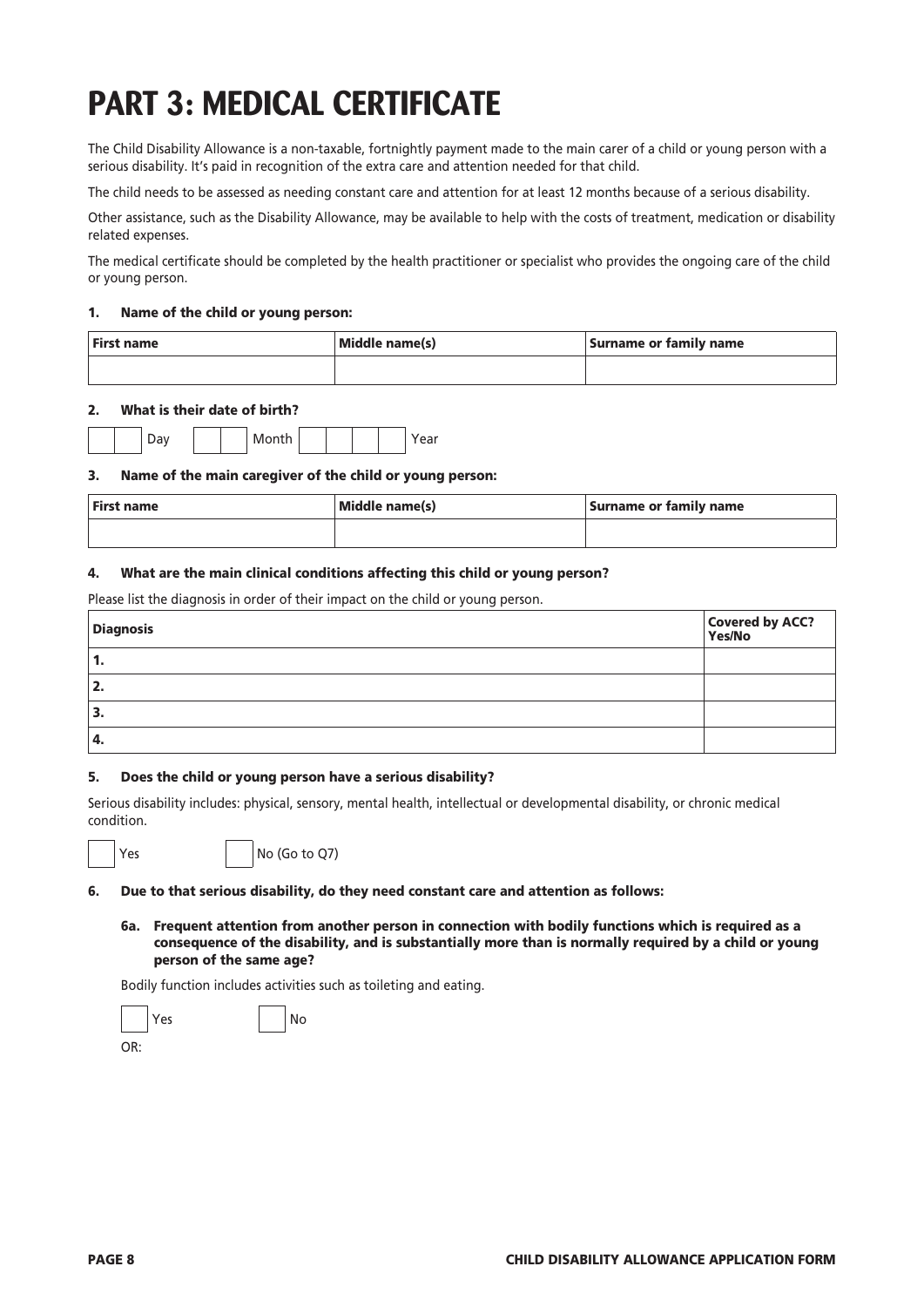# PART 3: MEDICAL CERTIFICATE

The Child Disability Allowance is a non-taxable, fortnightly payment made to the main carer of a child or young person with a serious disability. It's paid in recognition of the extra care and attention needed for that child.

The child needs to be assessed as needing constant care and attention for at least 12 months because of a serious disability.

Other assistance, such as the Disability Allowance, may be available to help with the costs of treatment, medication or disability related expenses.

The medical certificate should be completed by the health practitioner or specialist who provides the ongoing care of the child or young person.

**1. Name of the child or young person:**

| First name | Middle name(s) | Surname or family name |
|---|---|---|
| | | |

**2. What is their date of birth?**

☐☐ Day ☐☐ Month ☐☐☐☐ Year

**3. Name of the main caregiver of the child or young person:**

| First name | Middle name(s) | Surname or family name |
|---|---|---|
| | | |

**4. What are the main clinical conditions affecting this child or young person?**

Please list the diagnosis in order of their impact on the child or young person.

| Diagnosis | Covered by ACC? Yes/No |
|---|---|
| 1. | |
| 2. | |
| 3. | |
| 4. | |

**5. Does the child or young person have a serious disability?**

Serious disability includes: physical, sensory, mental health, intellectual or developmental disability, or chronic medical condition.

☐ Yes ☐ No (Go to Q7)

**6. Due to that serious disability, do they need constant care and attention as follows:**

**6a. Frequent attention from another person in connection with bodily functions which is required as a consequence of the disability, and is substantially more than is normally required by a child or young person of the same age?**

Bodily function includes activities such as toileting and eating.

☐ Yes ☐ No

OR: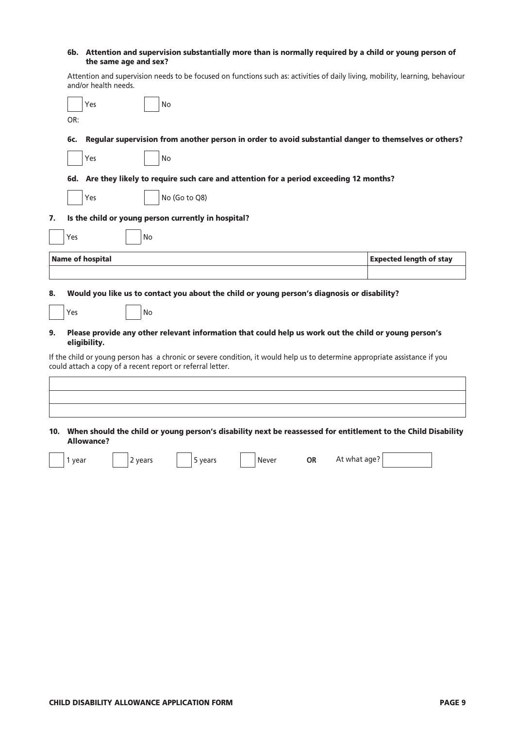**6b. Attention and supervision substantially more than is normally required by a child or young person of the same age and sex?**

Attention and supervision needs to be focused on functions such as: activities of daily living, mobility, learning, behaviour and/or health needs.

☐ Yes ☐ No

OR:

**6c. Regular supervision from another person in order to avoid substantial danger to themselves or others?**

☐ Yes ☐ No

**6d. Are they likely to require such care and attention for a period exceeding 12 months?**

☐ Yes ☐ No (Go to Q8)

**7. Is the child or young person currently in hospital?**

☐ Yes ☐ No

| Name of hospital | Expected length of stay |
|---|---|
| | |

**8. Would you like us to contact you about the child or young person's diagnosis or disability?**

☐ Yes ☐ No

**9. Please provide any other relevant information that could help us work out the child or young person's eligibility.**

If the child or young person has a chronic or severe condition, it would help us to determine appropriate assistance if you could attach a copy of a recent report or referral letter.

| |
|---|
| |
| |

**10. When should the child or young person's disability next be reassessed for entitlement to the Child Disability Allowance?**

☐ 1 year ☐ 2 years ☐ 5 years ☐ Never **OR** At what age? ________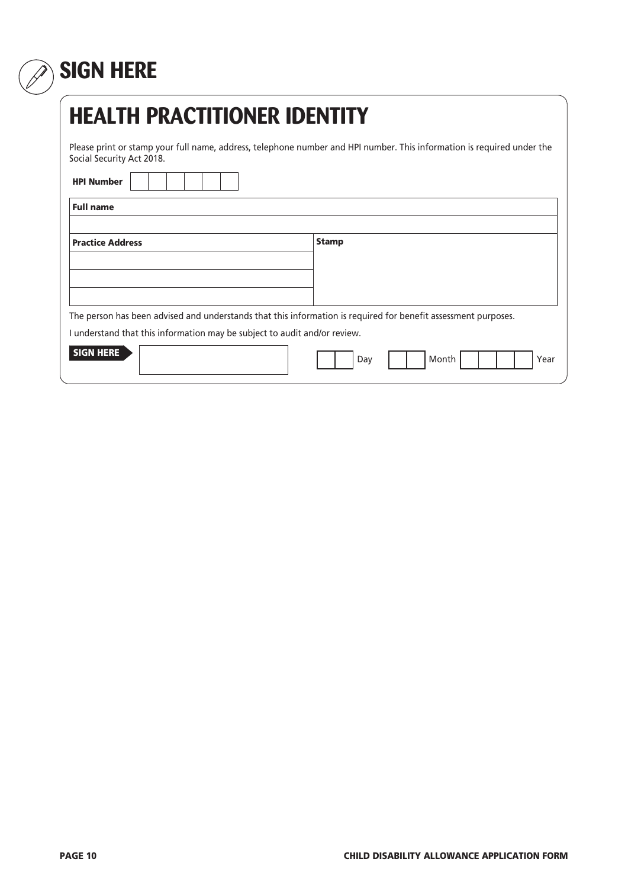# SIGN HERE

## HEALTH PRACTITIONER IDENTITY

Please print or stamp your full name, address, telephone number and HPI number. This information is required under the Social Security Act 2018.

**HPI Number** | | | | | | |

| **Full name** | |
|---|---|
| | |
| **Practice Address** | **Stamp** |
| | |
| | |
| | |

The person has been advised and understands that this information is required for benefit assessment purposes.

I understand that this information may be subject to audit and/or review.

**SIGN HERE** ______________________ | | | Day | | | Month | | | | | Year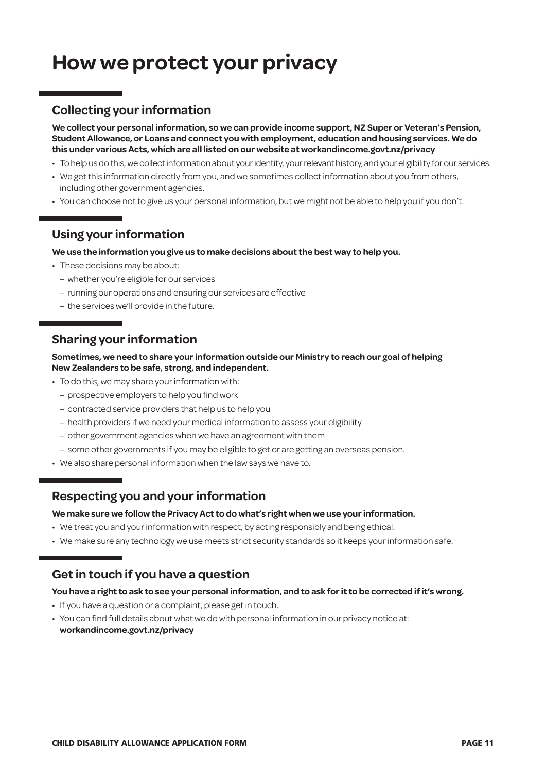# How we protect your privacy

## Collecting your information

**We collect your personal information, so we can provide income support, NZ Super or Veteran's Pension, Student Allowance, or Loans and connect you with employment, education and housing services. We do this under various Acts, which are all listed on our website at workandincome.govt.nz/privacy**

- To help us do this, we collect information about your identity, your relevant history, and your eligibility for our services.
- We get this information directly from you, and we sometimes collect information about you from others, including other government agencies.
- You can choose not to give us your personal information, but we might not be able to help you if you don't.

## Using your information

**We use the information you give us to make decisions about the best way to help you.**

- These decisions may be about:
  - whether you're eligible for our services
  - running our operations and ensuring our services are effective
  - the services we'll provide in the future.

## Sharing your information

**Sometimes, we need to share your information outside our Ministry to reach our goal of helping New Zealanders to be safe, strong, and independent.**

- To do this, we may share your information with:
  - prospective employers to help you find work
  - contracted service providers that help us to help you
  - health providers if we need your medical information to assess your eligibility
  - other government agencies when we have an agreement with them
  - some other governments if you may be eligible to get or are getting an overseas pension.
- We also share personal information when the law says we have to.

## Respecting you and your information

**We make sure we follow the Privacy Act to do what's right when we use your information.**

- We treat you and your information with respect, by acting responsibly and being ethical.
- We make sure any technology we use meets strict security standards so it keeps your information safe.

## Get in touch if you have a question

**You have a right to ask to see your personal information, and to ask for it to be corrected if it's wrong.**

- If you have a question or a complaint, please get in touch.
- You can find full details about what we do with personal information in our privacy notice at: **workandincome.govt.nz/privacy**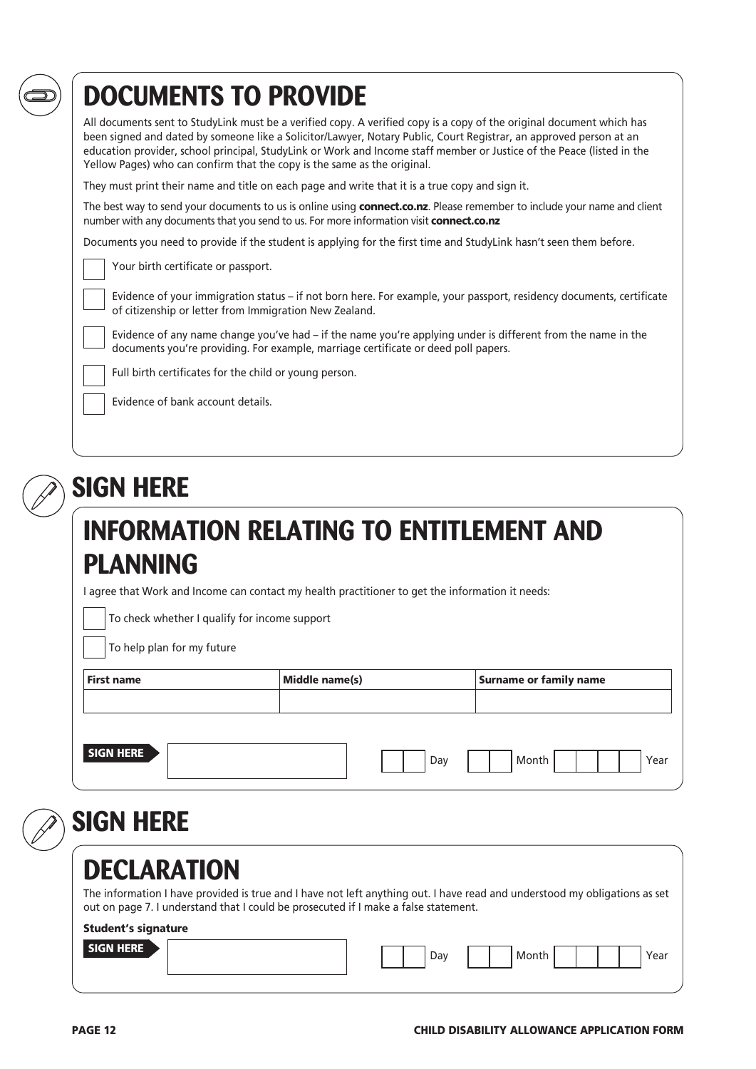# DOCUMENTS TO PROVIDE

All documents sent to StudyLink must be a verified copy. A verified copy is a copy of the original document which has been signed and dated by someone like a Solicitor/Lawyer, Notary Public, Court Registrar, an approved person at an education provider, school principal, StudyLink or Work and Income staff member or Justice of the Peace (listed in the Yellow Pages) who can confirm that the copy is the same as the original.

They must print their name and title on each page and write that it is a true copy and sign it.

The best way to send your documents to us is online using **connect.co.nz**. Please remember to include your name and client number with any documents that you send to us. For more information visit **connect.co.nz**

Documents you need to provide if the student is applying for the first time and StudyLink hasn't seen them before.

- [ ] Your birth certificate or passport.
- [ ] Evidence of your immigration status – if not born here. For example, your passport, residency documents, certificate of citizenship or letter from Immigration New Zealand.
- [ ] Evidence of any name change you've had – if the name you're applying under is different from the name in the documents you're providing. For example, marriage certificate or deed poll papers.
- [ ] Full birth certificates for the child or young person.
- [ ] Evidence of bank account details.

# SIGN HERE

## INFORMATION RELATING TO ENTITLEMENT AND PLANNING

I agree that Work and Income can contact my health practitioner to get the information it needs:

- [ ] To check whether I qualify for income support
- [ ] To help plan for my future

| First name | Middle name(s) | Surname or family name |
|---|---|---|
| | | |

**SIGN HERE** ____________________ Day ____ Month ____ Year ________

# SIGN HERE

## DECLARATION

The information I have provided is true and I have not left anything out. I have read and understood my obligations as set out on page 7. I understand that I could be prosecuted if I make a false statement.

**Student's signature**

**SIGN HERE** ____________________ Day ____ Month ____ Year ________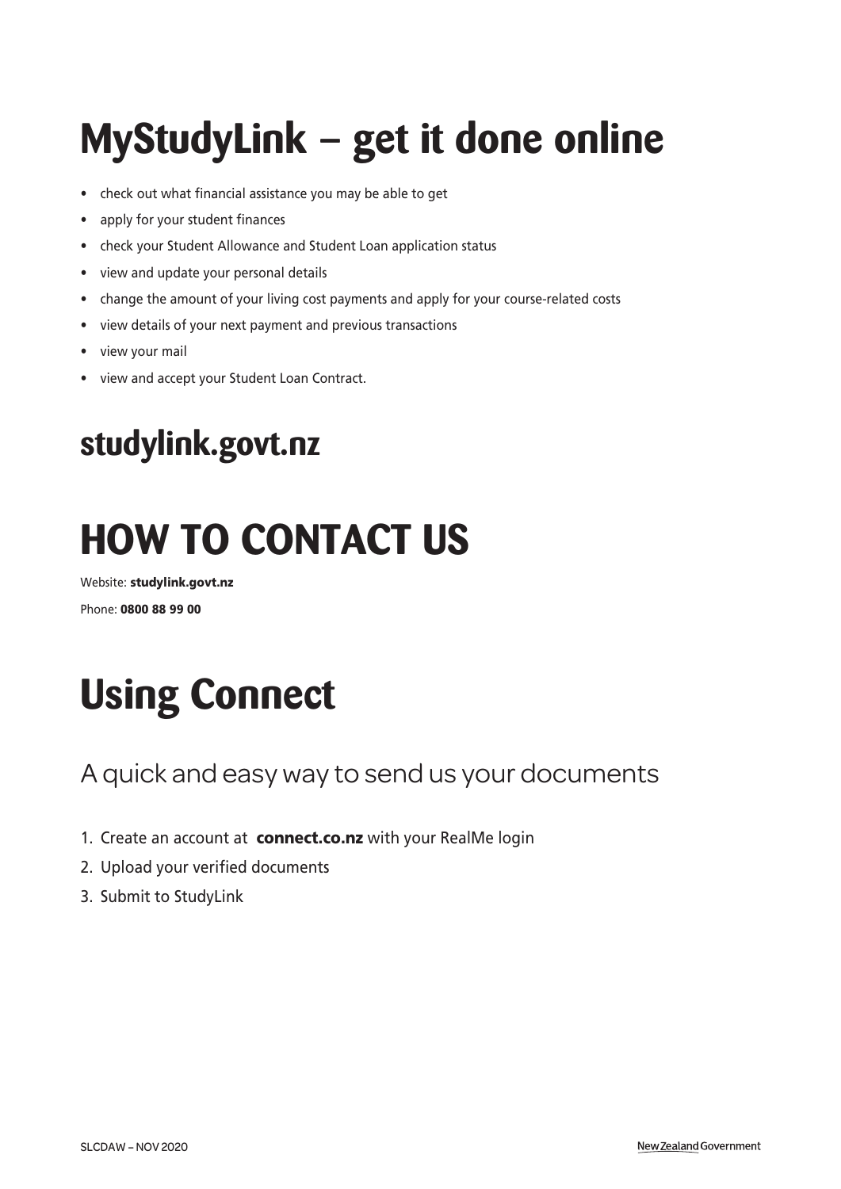# MyStudyLink – get it done online

- check out what financial assistance you may be able to get
- apply for your student finances
- check your Student Allowance and Student Loan application status
- view and update your personal details
- change the amount of your living cost payments and apply for your course-related costs
- view details of your next payment and previous transactions
- view your mail
- view and accept your Student Loan Contract.

## studylink.govt.nz

# HOW TO CONTACT US

Website: **studylink.govt.nz**

Phone: **0800 88 99 00**

# Using Connect

## A quick and easy way to send us your documents

1. Create an account at **connect.co.nz** with your RealMe login
2. Upload your verified documents
3. Submit to StudyLink

SLCDAW – NOV 2020

New Zealand Government